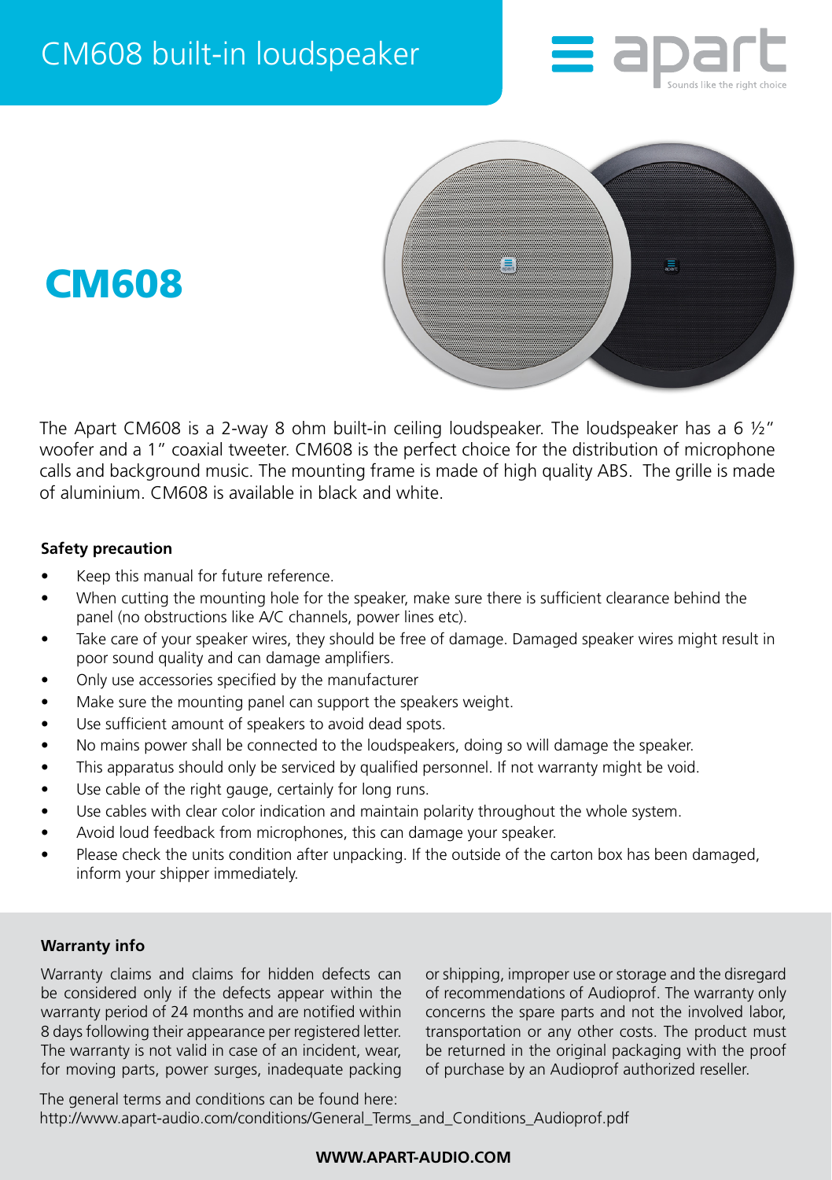# CM608 built-in loudspeaker

## CM608

The Apart CM608 is a 2-way 8 ohm built-in ceiling loudspeaker. The loudspeaker has a 6 ½" woofer and a 1" coaxial tweeter. CM608 is the perfect choice for the distribution of microphone calls and background music. The mounting frame is made of high quality ABS. The grille is made of aluminium. CM608 is available in black and white.

**Safety precaution**

- Keep this manual for future reference.
- When cutting the mounting hole for the speaker, make sure there is sufficient clearance behind the panel (no obstructions like A/C channels, power lines etc).
- Take care of your speaker wires, they should be free of damage. Damaged speaker wires might result in poor sound quality and can damage amplifiers.
- Only use accessories specified by the manufacturer
- Make sure the mounting panel can support the speakers weight.
- Use sufficient amount of speakers to avoid dead spots.
- No mains power shall be connected to the loudspeakers, doing so will damage the speaker.
- This apparatus should only be serviced by qualified personnel. If not warranty might be void.
- Use cable of the right gauge, certainly for long runs.
- Use cables with clear color indication and maintain polarity throughout the whole system.
- Avoid loud feedback from microphones, this can damage your speaker.
- Please check the units condition after unpacking. If the outside of the carton box has been damaged, inform your shipper immediately.

**Warranty info**

Warranty claims and claims for hidden defects can be considered only if the defects appear within the warranty period of 24 months and are notified within 8 days following their appearance per registered letter. The warranty is not valid in case of an incident, wear, for moving parts, power surges, inadequate packing or shipping, improper use or storage and the disregard of recommendations of Audioprof. The warranty only concerns the spare parts and not the involved labor, transportation or any other costs. The product must be returned in the original packaging with the proof of purchase by an Audioprof authorized reseller.

The general terms and conditions can be found here:
http://www.apart-audio.com/conditions/General_Terms_and_Conditions_Audioprof.pdf

**WWW.APART-AUDIO.COM**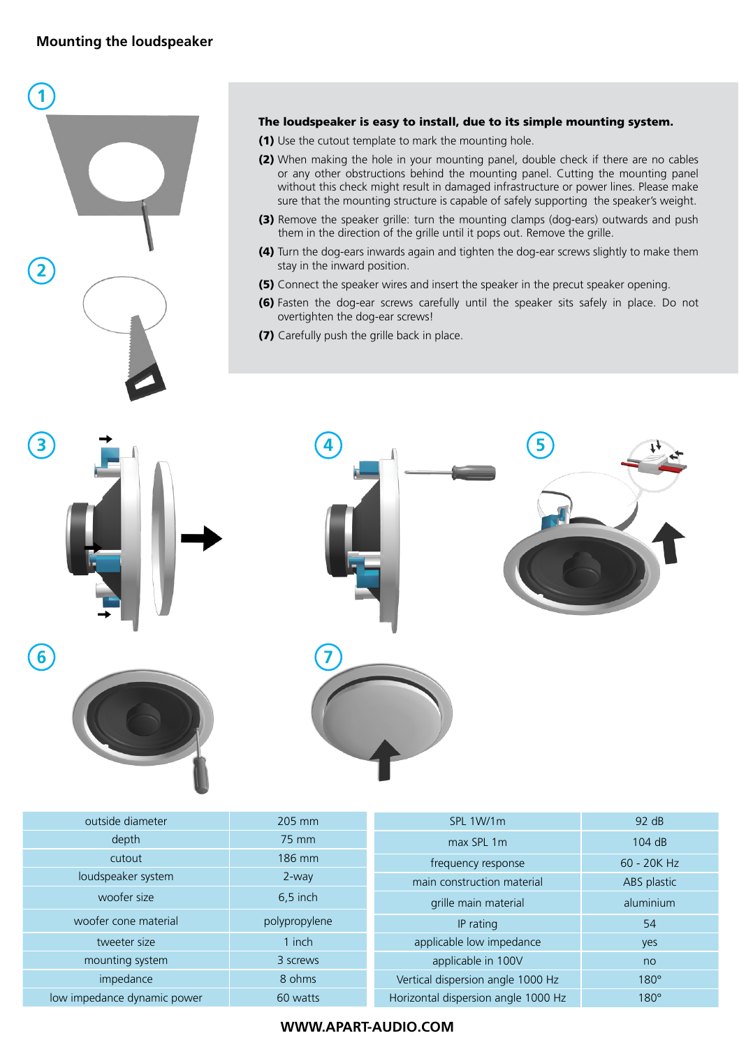## Mounting the loudspeaker

**The loudspeaker is easy to install, due to its simple mounting system.**

**(1)** Use the cutout template to mark the mounting hole.

**(2)** When making the hole in your mounting panel, double check if there are no cables or any other obstructions behind the mounting panel. Cutting the mounting panel without this check might result in damaged infrastructure or power lines. Please make sure that the mounting structure is capable of safely supporting the speaker's weight.

**(3)** Remove the speaker grille: turn the mounting clamps (dog-ears) outwards and push them in the direction of the grille until it pops out. Remove the grille.

**(4)** Turn the dog-ears inwards again and tighten the dog-ear screws slightly to make them stay in the inward position.

**(5)** Connect the speaker wires and insert the speaker in the precut speaker opening.

**(6)** Fasten the dog-ear screws carefully until the speaker sits safely in place. Do not overtighten the dog-ear screws!

**(7)** Carefully push the grille back in place.

| | |
|---|---|
| outside diameter | 205 mm |
| depth | 75 mm |
| cutout | 186 mm |
| loudspeaker system | 2-way |
| woofer size | 6,5 inch |
| woofer cone material | polypropylene |
| tweeter size | 1 inch |
| mounting system | 3 screws |
| impedance | 8 ohms |
| low impedance dynamic power | 60 watts |

| | |
|---|---|
| SPL 1W/1m | 92 dB |
| max SPL 1m | 104 dB |
| frequency response | 60 - 20K Hz |
| main construction material | ABS plastic |
| grille main material | aluminium |
| IP rating | 54 |
| applicable low impedance | yes |
| applicable in 100V | no |
| Vertical dispersion angle 1000 Hz | 180° |
| Horizontal dispersion angle 1000 Hz | 180° |

**WWW.APART-AUDIO.COM**